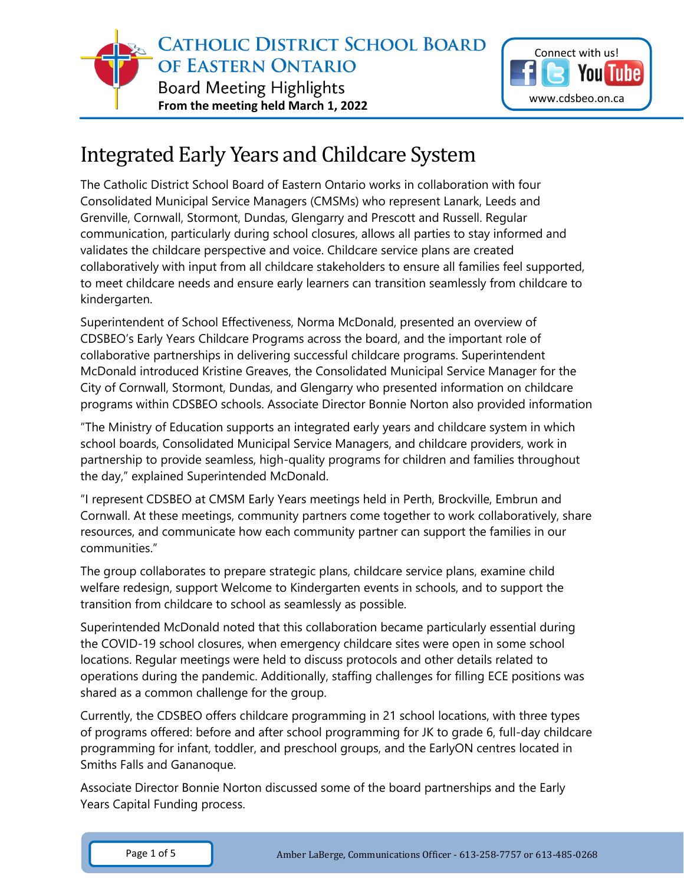# Catholic District School Board of Eastern Ontario

Board Meeting Highlights

**From the meeting held March 1, 2022**

Connect with us!

www.cdsbeo.on.ca

## Integrated Early Years and Childcare System

The Catholic District School Board of Eastern Ontario works in collaboration with four Consolidated Municipal Service Managers (CMSMs) who represent Lanark, Leeds and Grenville, Cornwall, Stormont, Dundas, Glengarry and Prescott and Russell. Regular communication, particularly during school closures, allows all parties to stay informed and validates the childcare perspective and voice. Childcare service plans are created collaboratively with input from all childcare stakeholders to ensure all families feel supported, to meet childcare needs and ensure early learners can transition seamlessly from childcare to kindergarten.

Superintendent of School Effectiveness, Norma McDonald, presented an overview of CDSBEO's Early Years Childcare Programs across the board, and the important role of collaborative partnerships in delivering successful childcare programs. Superintendent McDonald introduced Kristine Greaves, the Consolidated Municipal Service Manager for the City of Cornwall, Stormont, Dundas, and Glengarry who presented information on childcare programs within CDSBEO schools. Associate Director Bonnie Norton also provided information

"The Ministry of Education supports an integrated early years and childcare system in which school boards, Consolidated Municipal Service Managers, and childcare providers, work in partnership to provide seamless, high-quality programs for children and families throughout the day," explained Superintended McDonald.

"I represent CDSBEO at CMSM Early Years meetings held in Perth, Brockville, Embrun and Cornwall. At these meetings, community partners come together to work collaboratively, share resources, and communicate how each community partner can support the families in our communities."

The group collaborates to prepare strategic plans, childcare service plans, examine child welfare redesign, support Welcome to Kindergarten events in schools, and to support the transition from childcare to school as seamlessly as possible.

Superintended McDonald noted that this collaboration became particularly essential during the COVID-19 school closures, when emergency childcare sites were open in some school locations. Regular meetings were held to discuss protocols and other details related to operations during the pandemic. Additionally, staffing challenges for filling ECE positions was shared as a common challenge for the group.

Currently, the CDSBEO offers childcare programming in 21 school locations, with three types of programs offered: before and after school programming for JK to grade 6, full-day childcare programming for infant, toddler, and preschool groups, and the EarlyON centres located in Smiths Falls and Gananoque.

Associate Director Bonnie Norton discussed some of the board partnerships and the Early Years Capital Funding process.

Amber LaBerge, Communications Officer - 613-258-7757 or 613-485-0268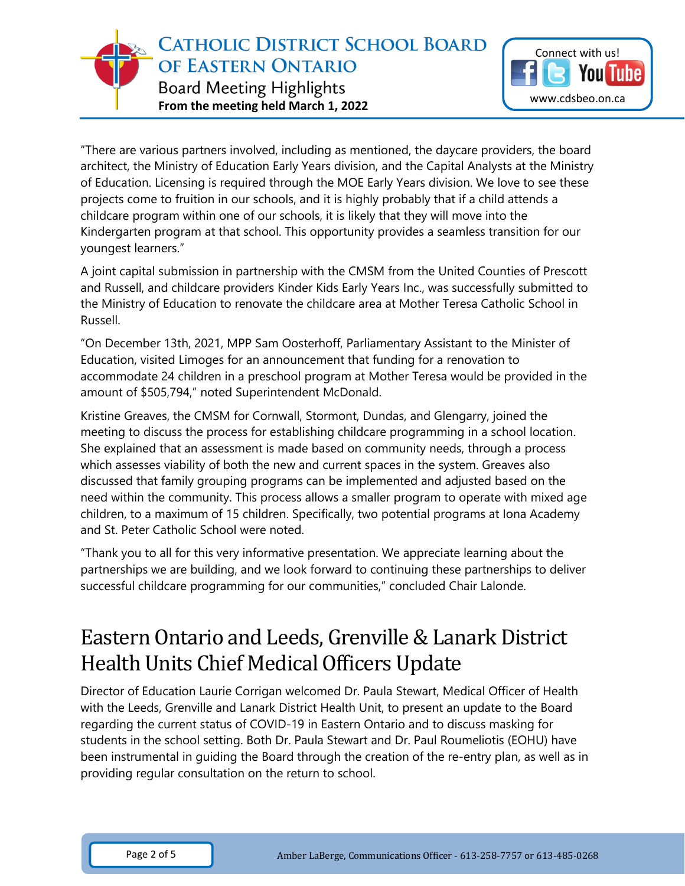"There are various partners involved, including as mentioned, the daycare providers, the board architect, the Ministry of Education Early Years division, and the Capital Analysts at the Ministry of Education. Licensing is required through the MOE Early Years division. We love to see these projects come to fruition in our schools, and it is highly probably that if a child attends a childcare program within one of our schools, it is likely that they will move into the Kindergarten program at that school. This opportunity provides a seamless transition for our youngest learners."

A joint capital submission in partnership with the CMSM from the United Counties of Prescott and Russell, and childcare providers Kinder Kids Early Years Inc., was successfully submitted to the Ministry of Education to renovate the childcare area at Mother Teresa Catholic School in Russell.

"On December 13th, 2021, MPP Sam Oosterhoff, Parliamentary Assistant to the Minister of Education, visited Limoges for an announcement that funding for a renovation to accommodate 24 children in a preschool program at Mother Teresa would be provided in the amount of $505,794," noted Superintendent McDonald.

Kristine Greaves, the CMSM for Cornwall, Stormont, Dundas, and Glengarry, joined the meeting to discuss the process for establishing childcare programming in a school location. She explained that an assessment is made based on community needs, through a process which assesses viability of both the new and current spaces in the system. Greaves also discussed that family grouping programs can be implemented and adjusted based on the need within the community. This process allows a smaller program to operate with mixed age children, to a maximum of 15 children. Specifically, two potential programs at Iona Academy and St. Peter Catholic School were noted.

"Thank you to all for this very informative presentation. We appreciate learning about the partnerships we are building, and we look forward to continuing these partnerships to deliver successful childcare programming for our communities," concluded Chair Lalonde.

## Eastern Ontario and Leeds, Grenville & Lanark District Health Units Chief Medical Officers Update

Director of Education Laurie Corrigan welcomed Dr. Paula Stewart, Medical Officer of Health with the Leeds, Grenville and Lanark District Health Unit, to present an update to the Board regarding the current status of COVID-19 in Eastern Ontario and to discuss masking for students in the school setting. Both Dr. Paula Stewart and Dr. Paul Roumeliotis (EOHU) have been instrumental in guiding the Board through the creation of the re-entry plan, as well as in providing regular consultation on the return to school.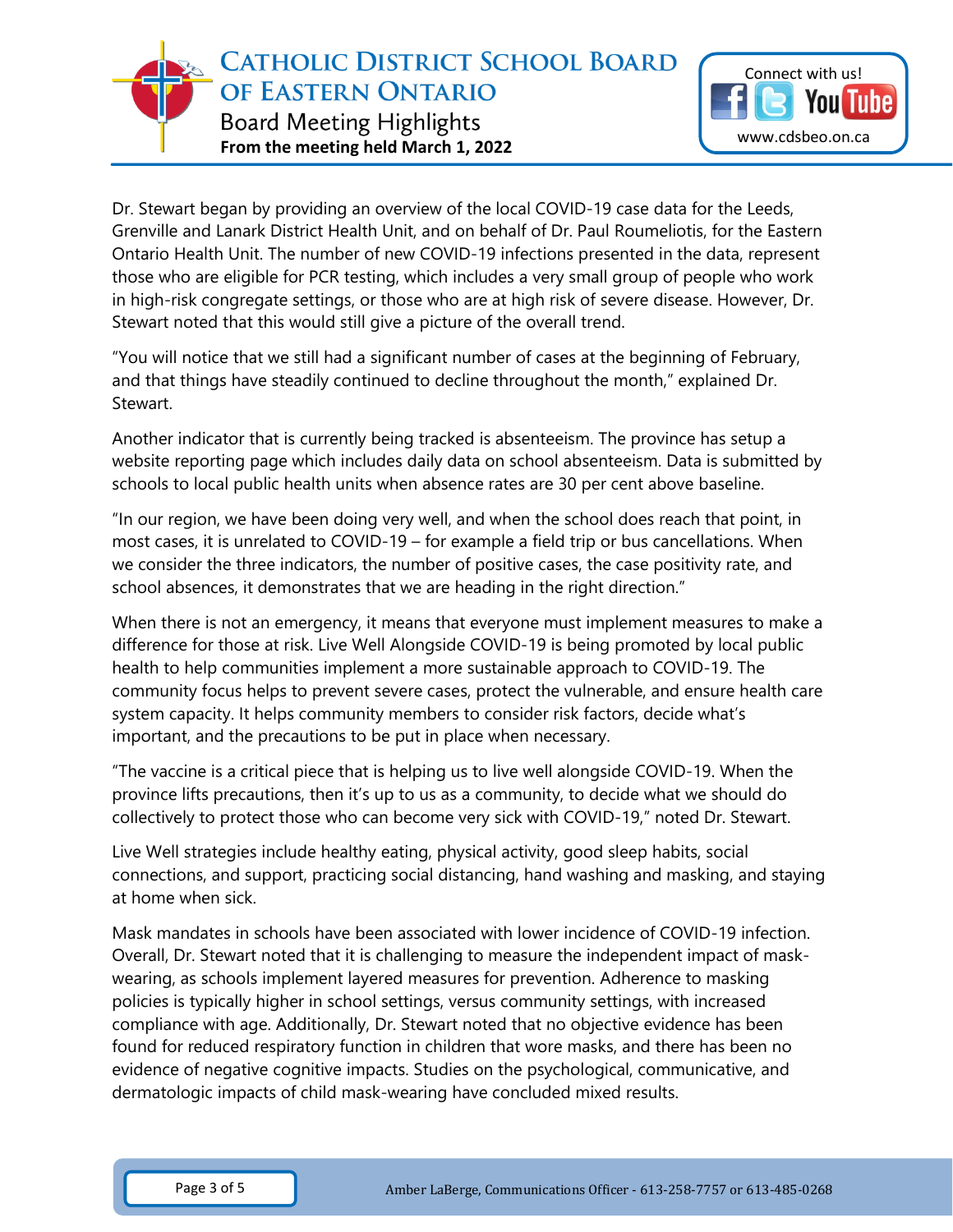Dr. Stewart began by providing an overview of the local COVID-19 case data for the Leeds, Grenville and Lanark District Health Unit, and on behalf of Dr. Paul Roumeliotis, for the Eastern Ontario Health Unit. The number of new COVID-19 infections presented in the data, represent those who are eligible for PCR testing, which includes a very small group of people who work in high-risk congregate settings, or those who are at high risk of severe disease. However, Dr. Stewart noted that this would still give a picture of the overall trend.

"You will notice that we still had a significant number of cases at the beginning of February, and that things have steadily continued to decline throughout the month," explained Dr. Stewart.

Another indicator that is currently being tracked is absenteeism. The province has setup a website reporting page which includes daily data on school absenteeism. Data is submitted by schools to local public health units when absence rates are 30 per cent above baseline.

"In our region, we have been doing very well, and when the school does reach that point, in most cases, it is unrelated to COVID-19 – for example a field trip or bus cancellations. When we consider the three indicators, the number of positive cases, the case positivity rate, and school absences, it demonstrates that we are heading in the right direction."

When there is not an emergency, it means that everyone must implement measures to make a difference for those at risk. Live Well Alongside COVID-19 is being promoted by local public health to help communities implement a more sustainable approach to COVID-19. The community focus helps to prevent severe cases, protect the vulnerable, and ensure health care system capacity. It helps community members to consider risk factors, decide what's important, and the precautions to be put in place when necessary.

"The vaccine is a critical piece that is helping us to live well alongside COVID-19. When the province lifts precautions, then it's up to us as a community, to decide what we should do collectively to protect those who can become very sick with COVID-19," noted Dr. Stewart.

Live Well strategies include healthy eating, physical activity, good sleep habits, social connections, and support, practicing social distancing, hand washing and masking, and staying at home when sick.

Mask mandates in schools have been associated with lower incidence of COVID-19 infection. Overall, Dr. Stewart noted that it is challenging to measure the independent impact of mask-wearing, as schools implement layered measures for prevention. Adherence to masking policies is typically higher in school settings, versus community settings, with increased compliance with age. Additionally, Dr. Stewart noted that no objective evidence has been found for reduced respiratory function in children that wore masks, and there has been no evidence of negative cognitive impacts. Studies on the psychological, communicative, and dermatologic impacts of child mask-wearing have concluded mixed results.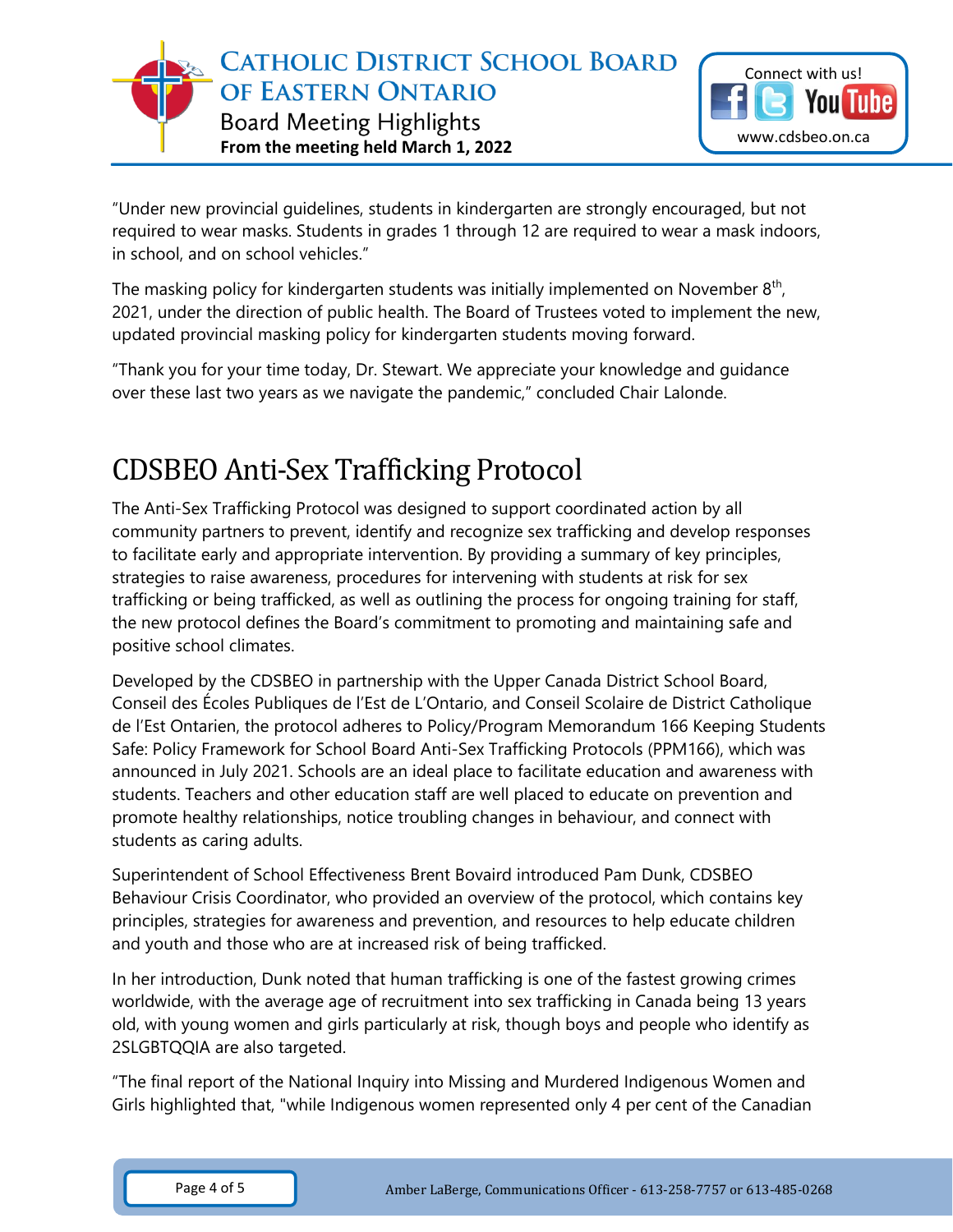"Under new provincial guidelines, students in kindergarten are strongly encouraged, but not required to wear masks. Students in grades 1 through 12 are required to wear a mask indoors, in school, and on school vehicles."

The masking policy for kindergarten students was initially implemented on November 8th, 2021, under the direction of public health. The Board of Trustees voted to implement the new, updated provincial masking policy for kindergarten students moving forward.

"Thank you for your time today, Dr. Stewart. We appreciate your knowledge and guidance over these last two years as we navigate the pandemic," concluded Chair Lalonde.

# CDSBEO Anti-Sex Trafficking Protocol

The Anti-Sex Trafficking Protocol was designed to support coordinated action by all community partners to prevent, identify and recognize sex trafficking and develop responses to facilitate early and appropriate intervention. By providing a summary of key principles, strategies to raise awareness, procedures for intervening with students at risk for sex trafficking or being trafficked, as well as outlining the process for ongoing training for staff, the new protocol defines the Board's commitment to promoting and maintaining safe and positive school climates.

Developed by the CDSBEO in partnership with the Upper Canada District School Board, Conseil des Écoles Publiques de l'Est de L'Ontario, and Conseil Scolaire de District Catholique de l'Est Ontarien, the protocol adheres to Policy/Program Memorandum 166 Keeping Students Safe: Policy Framework for School Board Anti-Sex Trafficking Protocols (PPM166), which was announced in July 2021. Schools are an ideal place to facilitate education and awareness with students. Teachers and other education staff are well placed to educate on prevention and promote healthy relationships, notice troubling changes in behaviour, and connect with students as caring adults.

Superintendent of School Effectiveness Brent Bovaird introduced Pam Dunk, CDSBEO Behaviour Crisis Coordinator, who provided an overview of the protocol, which contains key principles, strategies for awareness and prevention, and resources to help educate children and youth and those who are at increased risk of being trafficked.

In her introduction, Dunk noted that human trafficking is one of the fastest growing crimes worldwide, with the average age of recruitment into sex trafficking in Canada being 13 years old, with young women and girls particularly at risk, though boys and people who identify as 2SLGBTQQIA are also targeted.

"The final report of the National Inquiry into Missing and Murdered Indigenous Women and Girls highlighted that, "while Indigenous women represented only 4 per cent of the Canadian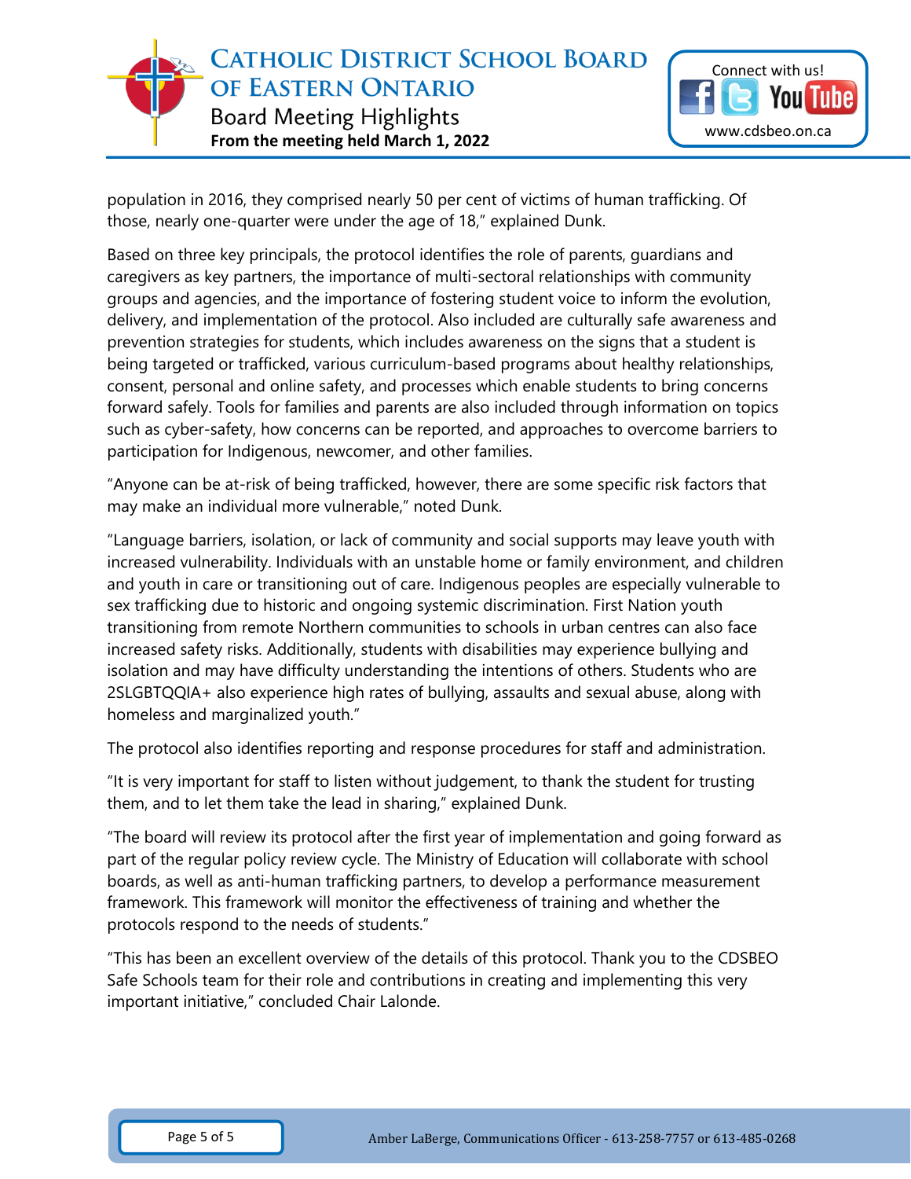population in 2016, they comprised nearly 50 per cent of victims of human trafficking. Of those, nearly one-quarter were under the age of 18," explained Dunk.

Based on three key principals, the protocol identifies the role of parents, guardians and caregivers as key partners, the importance of multi-sectoral relationships with community groups and agencies, and the importance of fostering student voice to inform the evolution, delivery, and implementation of the protocol. Also included are culturally safe awareness and prevention strategies for students, which includes awareness on the signs that a student is being targeted or trafficked, various curriculum-based programs about healthy relationships, consent, personal and online safety, and processes which enable students to bring concerns forward safely. Tools for families and parents are also included through information on topics such as cyber-safety, how concerns can be reported, and approaches to overcome barriers to participation for Indigenous, newcomer, and other families.

"Anyone can be at-risk of being trafficked, however, there are some specific risk factors that may make an individual more vulnerable," noted Dunk.

"Language barriers, isolation, or lack of community and social supports may leave youth with increased vulnerability. Individuals with an unstable home or family environment, and children and youth in care or transitioning out of care. Indigenous peoples are especially vulnerable to sex trafficking due to historic and ongoing systemic discrimination. First Nation youth transitioning from remote Northern communities to schools in urban centres can also face increased safety risks. Additionally, students with disabilities may experience bullying and isolation and may have difficulty understanding the intentions of others. Students who are 2SLGBTQQIA+ also experience high rates of bullying, assaults and sexual abuse, along with homeless and marginalized youth."

The protocol also identifies reporting and response procedures for staff and administration.

"It is very important for staff to listen without judgement, to thank the student for trusting them, and to let them take the lead in sharing," explained Dunk.

"The board will review its protocol after the first year of implementation and going forward as part of the regular policy review cycle. The Ministry of Education will collaborate with school boards, as well as anti-human trafficking partners, to develop a performance measurement framework. This framework will monitor the effectiveness of training and whether the protocols respond to the needs of students."

"This has been an excellent overview of the details of this protocol. Thank you to the CDSBEO Safe Schools team for their role and contributions in creating and implementing this very important initiative," concluded Chair Lalonde.